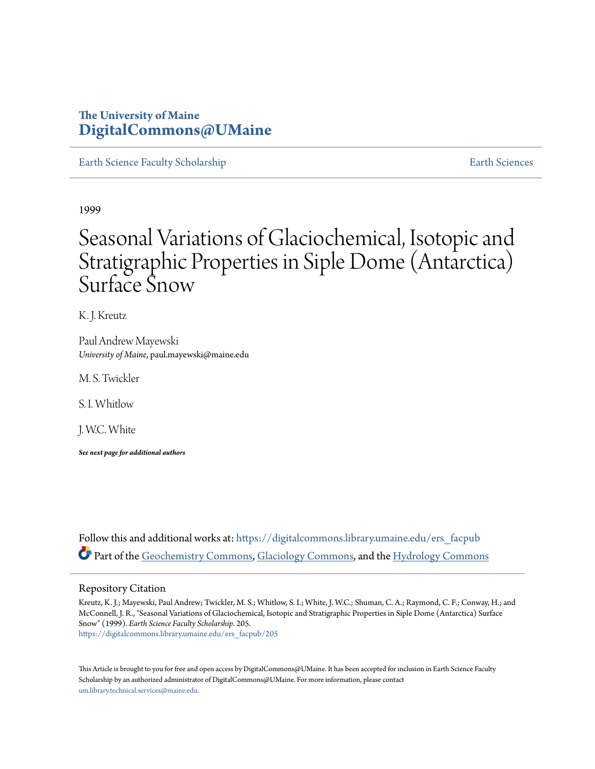The University of Maine
**DigitalCommons@UMaine**

Earth Science Faculty Scholarship | Earth Sciences

1999

# Seasonal Variations of Glaciochemical, Isotopic and Stratigraphic Properties in Siple Dome (Antarctica) Surface Snow

K. J. Kreutz

Paul Andrew Mayewski
*University of Maine*, paul.mayewski@maine.edu

M. S. Twickler

S. I. Whitlow

J. W.C. White

***See next page for additional authors***

Follow this and additional works at: https://digitalcommons.library.umaine.edu/ers_facpub

Part of the Geochemistry Commons, Glaciology Commons, and the Hydrology Commons

## Repository Citation

Kreutz, K. J.; Mayewski, Paul Andrew; Twickler, M. S.; Whitlow, S. I.; White, J. W.C.; Shuman, C. A.; Raymond, C. F.; Conway, H.; and McConnell, J. R., "Seasonal Variations of Glaciochemical, Isotopic and Stratigraphic Properties in Siple Dome (Antarctica) Surface Snow" (1999). *Earth Science Faculty Scholarship*. 205.
https://digitalcommons.library.umaine.edu/ers_facpub/205

This Article is brought to you for free and open access by DigitalCommons@UMaine. It has been accepted for inclusion in Earth Science Faculty Scholarship by an authorized administrator of DigitalCommons@UMaine. For more information, please contact um.library.technical.services@maine.edu.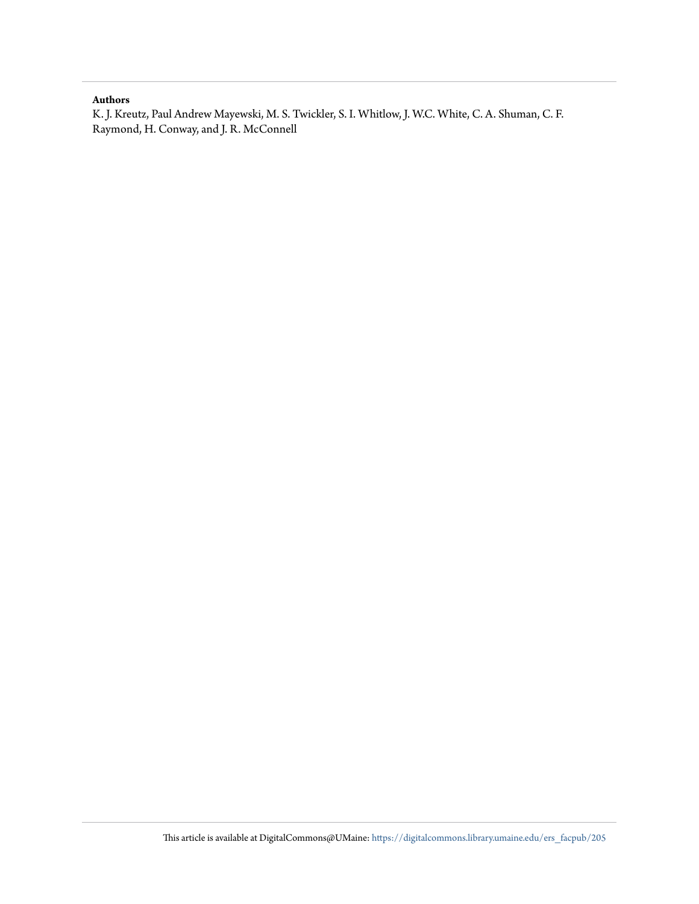**Authors**

K. J. Kreutz, Paul Andrew Mayewski, M. S. Twickler, S. I. Whitlow, J. W.C. White, C. A. Shuman, C. F. Raymond, H. Conway, and J. R. McConnell

This article is available at DigitalCommons@UMaine: https://digitalcommons.library.umaine.edu/ers_facpub/205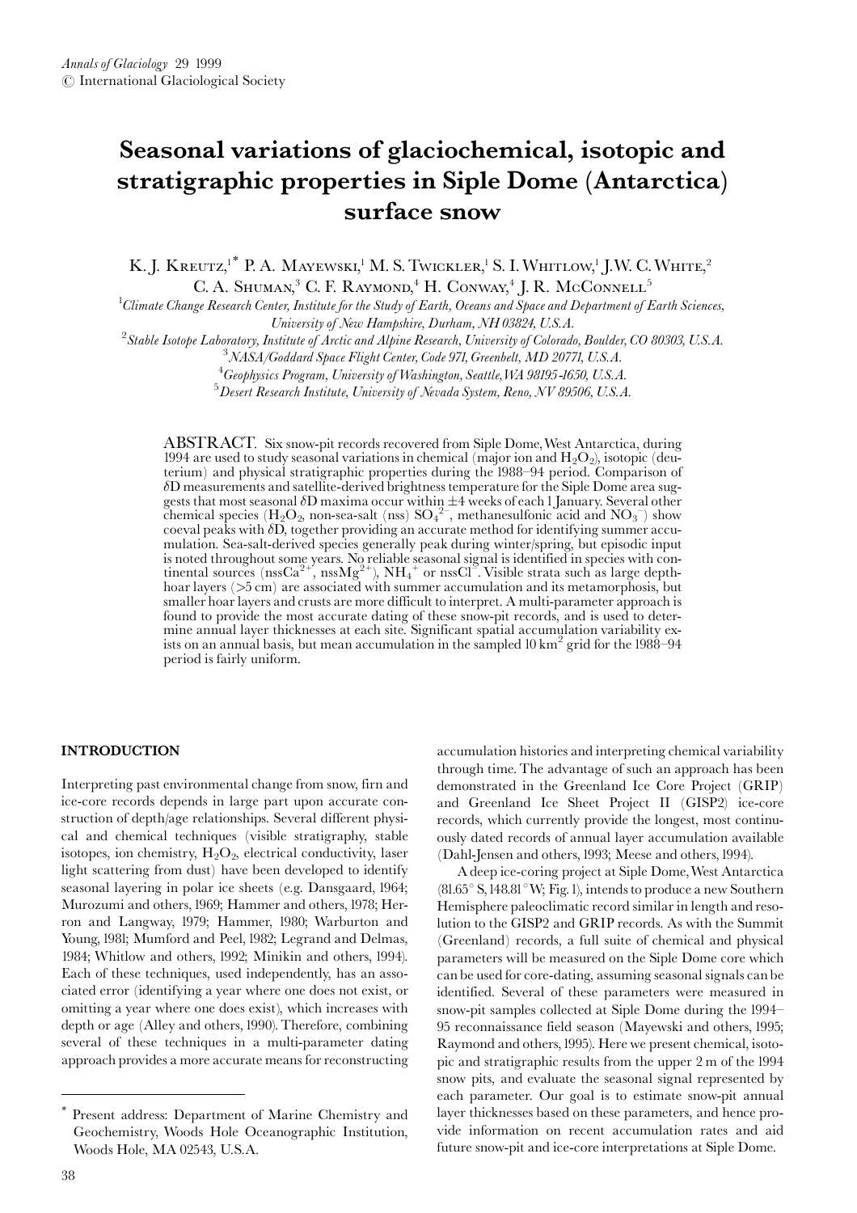# Seasonal variations of glaciochemical, isotopic and stratigraphic properties in Siple Dome (Antarctica) surface snow

K. J. Kreutz,[1*] P. A. Mayewski,[1] M. S. Twickler,[1] S. I. Whitlow,[1] J. W. C. White,[2] C. A. Shuman,[3] C. F. Raymond,[4] H. Conway,[4] J. R. McConnell[5]

[1] *Climate Change Research Center, Institute for the Study of Earth, Oceans and Space and Department of Earth Sciences, University of New Hampshire, Durham, NH 03824, U.S.A.*

[2] *Stable Isotope Laboratory, Institute of Arctic and Alpine Research, University of Colorado, Boulder, CO 80303, U.S.A.*

[3] *NASA/Goddard Space Flight Center, Code 971, Greenbelt, MD 20771, U.S.A.*

[4] *Geophysics Program, University of Washington, Seattle, WA 98195-1650, U.S.A.*

[5] *Desert Research Institute, University of Nevada System, Reno, NV 89506, U.S.A.*

ABSTRACT. Six snow-pit records recovered from Siple Dome, West Antarctica, during 1994 are used to study seasonal variations in chemical (major ion and $H_2O_2$), isotopic (deuterium) and physical stratigraphic properties during the 1988–94 period. Comparison of $\delta D$ measurements and satellite-derived brightness temperature for the Siple Dome area suggests that most seasonal $\delta D$ maxima occur within ±4 weeks of each 1 January. Several other chemical species ($H_2O_2$, non-sea-salt (nss) $SO_4^{2-}$, methanesulfonic acid and $NO_3^-$) show coeval peaks with $\delta D$, together providing an accurate method for identifying summer accumulation. Sea-salt-derived species generally peak during winter/spring, but episodic input is noted throughout some years. No reliable seasonal signal is identified in species with continental sources (nss$Ca^{2+}$, nss$Mg^{2+}$), $NH_4^+$ or nss$Cl^-$. Visible strata such as large depth-hoar layers (>5 cm) are associated with summer accumulation and its metamorphosis, but smaller hoar layers and crusts are more difficult to interpret. A multi-parameter approach is found to provide the most accurate dating of these snow-pit records, and is used to determine annual layer thicknesses at each site. Significant spatial accumulation variability exists on an annual basis, but mean accumulation in the sampled 10 km² grid for the 1988–94 period is fairly uniform.

## INTRODUCTION

Interpreting past environmental change from snow, firn and ice-core records depends in large part upon accurate construction of depth/age relationships. Several different physical and chemical techniques (visible stratigraphy, stable isotopes, ion chemistry, $H_2O_2$, electrical conductivity, laser light scattering from dust) have been developed to identify seasonal layering in polar ice sheets (e.g. Dansgaard, 1964; Murozumi and others, 1969; Hammer and others, 1978; Herron and Langway, 1979; Hammer, 1980; Warburton and Young, 1981; Mumford and Peel, 1982; Legrand and Delmas, 1984; Whitlow and others, 1992; Minikin and others, 1994). Each of these techniques, used independently, has an associated error (identifying a year where one does not exist, or omitting a year where one does exist), which increases with depth or age (Alley and others, 1990). Therefore, combining several of these techniques in a multi-parameter dating approach provides a more accurate means for reconstructing accumulation histories and interpreting chemical variability through time. The advantage of such an approach has been demonstrated in the Greenland Ice Core Project (GRIP) and Greenland Ice Sheet Project II (GISP2) ice-core records, which currently provide the longest, most continuously dated records of annual layer accumulation available (Dahl-Jensen and others, 1993; Meese and others, 1994).

A deep ice-coring project at Siple Dome, West Antarctica (81.65° S, 148.81° W; Fig. 1), intends to produce a new Southern Hemisphere paleoclimatic record similar in length and resolution to the GISP2 and GRIP records. As with the Summit (Greenland) records, a full suite of chemical and physical parameters will be measured on the Siple Dome core which can be used for core-dating, assuming seasonal signals can be identified. Several of these parameters were measured in snow-pit samples collected at Siple Dome during the 1994–95 reconnaissance field season (Mayewski and others, 1995; Raymond and others, 1995). Here we present chemical, isotopic and stratigraphic results from the upper 2 m of the 1994 snow pits, and evaluate the seasonal signal represented by each parameter. Our goal is to estimate snow-pit annual layer thicknesses based on these parameters, and hence provide information on recent accumulation rates and aid future snow-pit and ice-core interpretations at Siple Dome.

---

\* Present address: Department of Marine Chemistry and Geochemistry, Woods Hole Oceanographic Institution, Woods Hole, MA 02543, U.S.A.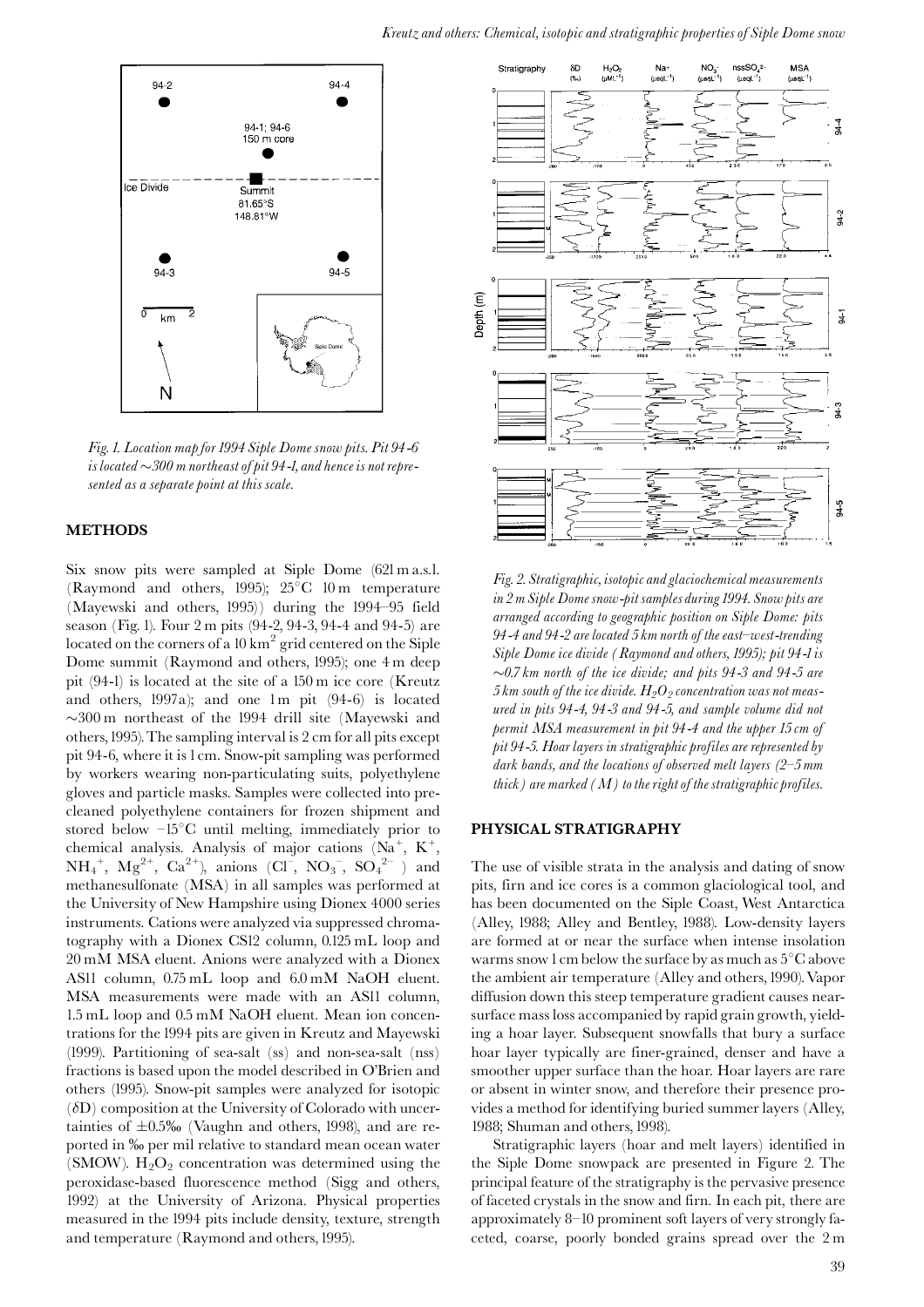*Fig. 1. Location map for 1994 Siple Dome snow pits. Pit 94-6 is located ~300 m northeast of pit 94-1, and hence is not represented as a separate point at this scale.*

## METHODS

Six snow pits were sampled at Siple Dome (621 m a.s.l. (Raymond and others, 1995); 25°C 10 m temperature (Mayewski and others, 1995)) during the 1994–95 field season (Fig. 1). Four 2 m pits (94-2, 94-3, 94-4 and 94-5) are located on the corners of a 10 km$^2$ grid centered on the Siple Dome summit (Raymond and others, 1995); one 4 m deep pit (94-1) is located at the site of a 150 m ice core (Kreutz and others, 1997a); and one 1 m pit (94-6) is located ~300 m northeast of the 1994 drill site (Mayewski and others, 1995). The sampling interval is 2 cm for all pits except pit 94-6, where it is 1 cm. Snow-pit sampling was performed by workers wearing non-particulating suits, polyethylene gloves and particle masks. Samples were collected into precleaned polyethylene containers for frozen shipment and stored below −15°C until melting, immediately prior to chemical analysis. Analysis of major cations ($Na^+$, $K^+$, $NH_4^+$, $Mg^{2+}$, $Ca^{2+}$), anions ($Cl^-$, $NO_3^-$, $SO_4^{2-}$) and methanesulfonate (MSA) in all samples was performed at the University of New Hampshire using Dionex 4000 series instruments. Cations were analyzed via suppressed chromatography with a Dionex CS12 column, 0.125 mL loop and 20 mM MSA eluent. Anions were analyzed with a Dionex AS11 column, 0.75 mL loop and 6.0 mM NaOH eluent. MSA measurements were made with an AS11 column, 1.5 mL loop and 0.5 mM NaOH eluent. Mean ion concentrations for the 1994 pits are given in Kreutz and Mayewski (1999). Partitioning of sea-salt (ss) and non-sea-salt (nss) fractions is based upon the model described in O'Brien and others (1995). Snow-pit samples were analyzed for isotopic ($\delta$D) composition at the University of Colorado with uncertainties of ±0.5‰ (Vaughn and others, 1998), and are reported in ‰ per mil relative to standard mean ocean water (SMOW). $H_2O_2$ concentration was determined using the peroxidase-based fluorescence method (Sigg and others, 1992) at the University of Arizona. Physical properties measured in the 1994 pits include density, texture, strength and temperature (Raymond and others, 1995).

*Fig. 2. Stratigraphic, isotopic and glaciochemical measurements in 2 m Siple Dome snow-pit samples during 1994. Snow pits are arranged according to geographic position on Siple Dome: pits 94-4 and 94-2 are located 5 km north of the east–west-trending Siple Dome ice divide (Raymond and others, 1995); pit 94-1 is ~0.7 km north of the ice divide; and pits 94-3 and 94-5 are 5 km south of the ice divide. $H_2O_2$ concentration was not measured in pits 94-4, 94-3 and 94-5, and sample volume did not permit MSA measurement in pit 94-4 and the upper 15 cm of pit 94-5. Hoar layers in stratigraphic profiles are represented by dark bands, and the locations of observed melt layers (2–5 mm thick) are marked (M) to the right of the stratigraphic profiles.*

## PHYSICAL STRATIGRAPHY

The use of visible strata in the analysis and dating of snow pits, firn and ice cores is a common glaciological tool, and has been documented on the Siple Coast, West Antarctica (Alley, 1988; Alley and Bentley, 1988). Low-density layers are formed at or near the surface when intense insolation warms snow 1 cm below the surface by as much as 5°C above the ambient air temperature (Alley and others, 1990). Vapor diffusion down this steep temperature gradient causes near-surface mass loss accompanied by rapid grain growth, yielding a hoar layer. Subsequent snowfalls that bury a surface hoar layer typically are finer-grained, denser and have a smoother upper surface than the hoar. Hoar layers are rare or absent in winter snow, and therefore their presence provides a method for identifying buried summer layers (Alley, 1988; Shuman and others, 1998).

Stratigraphic layers (hoar and melt layers) identified in the Siple Dome snowpack are presented in Figure 2. The principal feature of the stratigraphy is the pervasive presence of faceted crystals in the snow and firn. In each pit, there are approximately 8–10 prominent soft layers of very strongly faceted, coarse, poorly bonded grains spread over the 2 m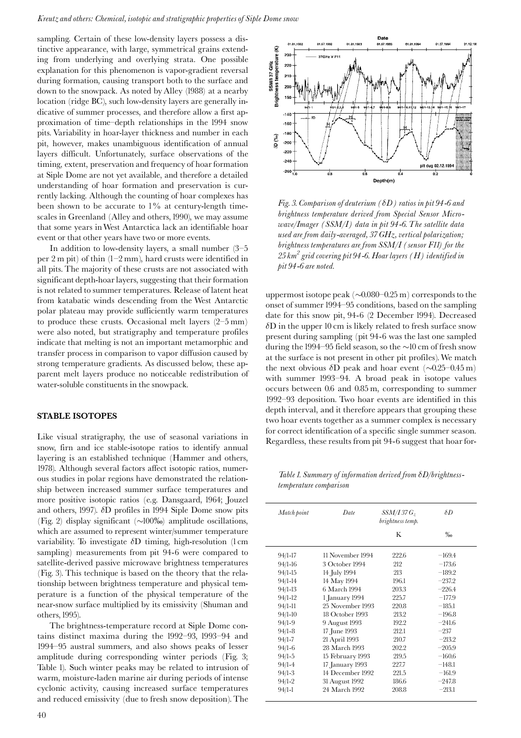sampling. Certain of these low-density layers possess a distinctive appearance, with large, symmetrical grains extending from underlying and overlying strata. One possible explanation for this phenomenon is vapor-gradient reversal during formation, causing transport both to the surface and down to the snowpack. As noted by Alley (1988) at a nearby location (ridge BC), such low-density layers are generally indicative of summer processes, and therefore allow a first approximation of time–depth relationships in the 1994 snow pits. Variability in hoar-layer thickness and number in each pit, however, makes unambiguous identification of annual layers difficult. Unfortunately, surface observations of the timing, extent, preservation and frequency of hoar formation at Siple Dome are not yet available, and therefore a detailed understanding of hoar formation and preservation is currently lacking. Although the counting of hoar complexes has been shown to be accurate to 1% at century-length timescales in Greenland (Alley and others, 1990), we may assume that some years in West Antarctica lack an identifiable hoar event or that other years have two or more events.

In addition to low-density layers, a small number (3–5 per 2 m pit) of thin (1–2 mm), hard crusts were identified in all pits. The majority of these crusts are not associated with significant depth-hoar layers, suggesting that their formation is not related to summer temperatures. Release of latent heat from katabatic winds descending from the West Antarctic polar plateau may provide sufficiently warm temperatures to produce these crusts. Occasional melt layers (2–5 mm) were also noted, but stratigraphy and temperature profiles indicate that melting is not an important metamorphic and transfer process in comparison to vapor diffusion caused by strong temperature gradients. As discussed below, these apparent melt layers produce no noticeable redistribution of water-soluble constituents in the snowpack.

## STABLE ISOTOPES

Like visual stratigraphy, the use of seasonal variations in snow, firn and ice stable-isotope ratios to identify annual layering is an established technique (Hammer and others, 1978). Although several factors affect isotopic ratios, numerous studies in polar regions have demonstrated the relationship between increased summer surface temperatures and more positive isotopic ratios (e.g. Dansgaard, 1964; Jouzel and others, 1997). $\delta$D profiles in 1994 Siple Dome snow pits (Fig. 2) display significant (~100‰) amplitude oscillations, which are assumed to represent winter/summer temperature variability. To investigate $\delta$D timing, high-resolution (1 cm sampling) measurements from pit 94-6 were compared to satellite-derived passive microwave brightness temperatures (Fig. 3). This technique is based on the theory that the relationship between brightness temperature and physical temperature is a function of the physical temperature of the near-snow surface multiplied by its emissivity (Shuman and others, 1995).

The brightness-temperature record at Siple Dome contains distinct maxima during the 1992–93, 1993–94 and 1994–95 austral summers, and also shows peaks of lesser amplitude during corresponding winter periods (Fig. 3; Table 1). Such winter peaks may be related to intrusion of warm, moisture-laden marine air during periods of intense cyclonic activity, causing increased surface temperatures and reduced emissivity (due to fresh snow deposition). The uppermost isotope peak (~0.080–0.25 m) corresponds to the onset of summer 1994–95 conditions, based on the sampling date for this snow pit, 94-6 (2 December 1994). Decreased $\delta$D in the upper 10 cm is likely related to fresh surface snow present during sampling (pit 94-6 was the last one sampled during the 1994–95 field season, so the ~10 cm of fresh snow at the surface is not present in other pit profiles). We match the next obvious $\delta$D peak and hoar event (~0.25–0.45 m) with summer 1993–94. A broad peak in isotope values occurs between 0.6 and 0.85 m, corresponding to summer 1992–93 deposition. Two hoar events are identified in this depth interval, and it therefore appears that grouping these two hoar events together as a summer complex is necessary for correct identification of a specific single summer season. Regardless, these results from pit 94-6 suggest that hoar for-

*Fig. 3. Comparison of deuterium ($\delta$D) ratios in pit 94-6 and brightness temperature derived from Special Sensor Microwave/Imager (SSM/I) data in pit 94-6. The satellite data used are from daily-averaged, 37 GHz, vertical polarization; brightness temperatures are from SSM/I (sensor F11) for the 25 km$^2$ grid covering pit 94-6. Hoar layers (H) identified in pit 94-6 are noted.*

*Table 1. Summary of information derived from $\delta$D/brightness-temperature comparison*

| Match point | Date | SSM/I 37 $G_z$ brightness temp. | $\delta$D |
|---|---|---|---|
| | | K | ‰ |
| 94/1-17 | 11 November 1994 | 222.6 | −169.4 |
| 94/1-16 | 3 October 1994 | 212 | −173.6 |
| 94/1-15 | 14 July 1994 | 213 | −189.2 |
| 94/1-14 | 14 May 1994 | 196.1 | −237.2 |
| 94/1-13 | 6 March 1994 | 203.3 | −226.4 |
| 94/1-12 | 1 January 1994 | 225.7 | −177.9 |
| 94/1-11 | 25 November 1993 | 220.8 | −185.1 |
| 94/1-10 | 18 October 1993 | 213.2 | −196.8 |
| 94/1-9 | 9 August 1993 | 192.2 | −241.6 |
| 94/1-8 | 17 June 1993 | 212.1 | −237 |
| 94/1-7 | 21 April 1993 | 210.7 | −213.2 |
| 94/1-6 | 28 March 1993 | 202.2 | −205.9 |
| 94/1-5 | 15 February 1993 | 219.5 | −160.6 |
| 94/1-4 | 17 January 1993 | 227.7 | −148.1 |
| 94/1-3 | 14 December 1992 | 221.5 | −161.9 |
| 94/1-2 | 31 August 1992 | 186.6 | −247.8 |
| 94/1-1 | 24 March 1992 | 208.8 | −213.1 |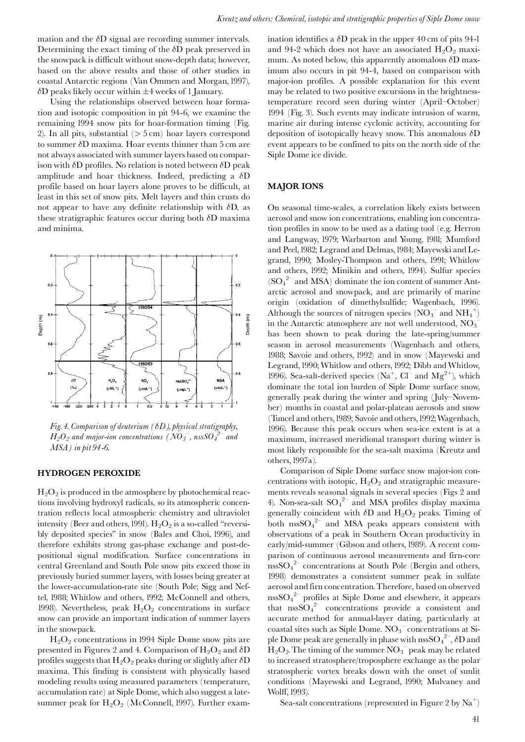mation and the δD signal are recording summer intervals. Determining the exact timing of the δD peak preserved in the snowpack is difficult without snow-depth data; however, based on the above results and those of other studies in coastal Antarctic regions (Van Ommen and Morgan, 1997), δD peaks likely occur within ±4 weeks of 1 January.

Using the relationships observed between hoar formation and isotopic composition in pit 94-6, we examine the remaining 1994 snow pits for hoar-formation timing (Fig. 2). In all pits, substantial (> 5 cm) hoar layers correspond to summer δD maxima. Hoar events thinner than 5 cm are not always associated with summer layers based on comparison with δD profiles. No relation is noted between δD peak amplitude and hoar thickness. Indeed, predicting a δD profile based on hoar layers alone proves to be difficult, at least in this set of snow pits. Melt layers and thin crusts do not appear to have any definite relationship with δD, as these stratigraphic features occur during both δD maxima and minima.

*Fig. 4. Comparison of deuterium (δD), physical stratigraphy, $H_2O_2$ and major-ion concentrations ($NO_3^-$, $nssSO_4^{2-}$ and MSA) in pit 94-6.*

## HYDROGEN PEROXIDE

$H_2O_2$ is produced in the atmosphere by photochemical reactions involving hydroxyl radicals, so its atmospheric concentration reflects local atmospheric chemistry and ultraviolet intensity (Beer and others, 1991). $H_2O_2$ is a so-called "reversibly deposited species" in snow (Bales and Choi, 1996), and therefore exhibits strong gas-phase exchange and post-depositional signal modification. Surface concentrations in central Greenland and South Pole snow pits exceed those in previously buried summer layers, with losses being greater at the lower-accumulation-rate site (South Pole; Sigg and Neftel, 1988; Whitlow and others, 1992; McConnell and others, 1998). Nevertheless, peak $H_2O_2$ concentrations in surface snow can provide an important indication of summer layers in the snowpack.

$H_2O_2$ concentrations in 1994 Siple Dome snow pits are presented in Figures 2 and 4. Comparison of $H_2O_2$ and δD profiles suggests that $H_2O_2$ peaks during or slightly after δD maxima. This finding is consistent with physically based modeling results using measured parameters (temperature, accumulation rate) at Siple Dome, which also suggest a late-summer peak for $H_2O_2$ (McConnell, 1997). Further examination identifies a δD peak in the upper 40 cm of pits 94-1 and 94-2 which does not have an associated $H_2O_2$ maximum. As noted below, this apparently anomalous δD maximum also occurs in pit 94-4, based on comparison with major-ion profiles. A possible explanation for this event may be related to two positive excursions in the brightness-temperature record seen during winter (April–October) 1994 (Fig. 3). Such events may indicate intrusion of warm, marine air during intense cyclonic activity, accounting for deposition of isotopically heavy snow. This anomalous δD event appears to be confined to pits on the north side of the Siple Dome ice divide.

## MAJOR IONS

On seasonal time-scales, a correlation likely exists between aerosol and snow ion concentrations, enabling ion concentration profiles in snow to be used as a dating tool (e.g. Herron and Langway, 1979; Warburton and Young, 1981; Mumford and Peel, 1982; Legrand and Delmas, 1984; Mayewski and Legrand, 1990; Mosley-Thompson and others, 1991; Whitlow and others, 1992; Minikin and others, 1994). Sulfur species ($SO_4^{2-}$ and MSA) dominate the ion content of summer Antarctic aerosol and snowpack, and are primarily of marine origin (oxidation of dimethylsulfide; Wagenbach, 1996). Although the sources of nitrogen species ($NO_3^-$ and $NH_4^+$) in the Antarctic atmosphere are not well understood, $NO_3^-$ has been shown to peak during the late-spring/summer season in aerosol measurements (Wagenbach and others, 1988; Savoie and others, 1992) and in snow (Mayewski and Legrand, 1990; Whitlow and others, 1992; Dibb and Whitlow, 1996). Sea-salt-derived species ($Na^+$, $Cl^-$ and $Mg^{2+}$), which dominate the total ion burden of Siple Dome surface snow, generally peak during the winter and spring (July–November) months in coastal and polar-plateau aerosols and snow (Tuncel and others, 1989; Savoie and others, 1992; Wagenbach, 1996). Because this peak occurs when sea-ice extent is at a maximum, increased meridional transport during winter is most likely responsible for the sea-salt maxima (Kreutz and others, 1997a).

Comparison of Siple Dome surface snow major-ion concentrations with isotopic, $H_2O_2$ and stratigraphic measurements reveals seasonal signals in several species (Figs 2 and 4). Non-sea-salt $SO_4^{2-}$ and MSA profiles display maxima generally coincident with δD and $H_2O_2$ peaks. Timing of both $nssSO_4^{2-}$ and MSA peaks appears consistent with observations of a peak in Southern Ocean productivity in early/mid-summer (Gibson and others, 1989). A recent comparison of continuous aerosol measurements and firn-core $nssSO_4^{2-}$ concentrations at South Pole (Bergin and others, 1998) demonstrates a consistent summer peak in sulfate aerosol and firn concentration. Therefore, based on observed $nssSO_4^{2-}$ profiles at Siple Dome and elsewhere, it appears that $nssSO_4^{2-}$ concentrations provide a consistent and accurate method for annual-layer dating, particularly at coastal sites such as Siple Dome. $NO_3^-$ concentrations at Siple Dome peak are generally in phase with $nssSO_4^{2-}$, δD and $H_2O_2$. The timing of the summer $NO_3^-$ peak may be related to increased stratosphere/troposphere exchange as the polar stratospheric vortex breaks down with the onset of sunlit conditions (Mayewski and Legrand, 1990; Mulvaney and Wolff, 1993).

Sea-salt concentrations (represented in Figure 2 by $Na^+$)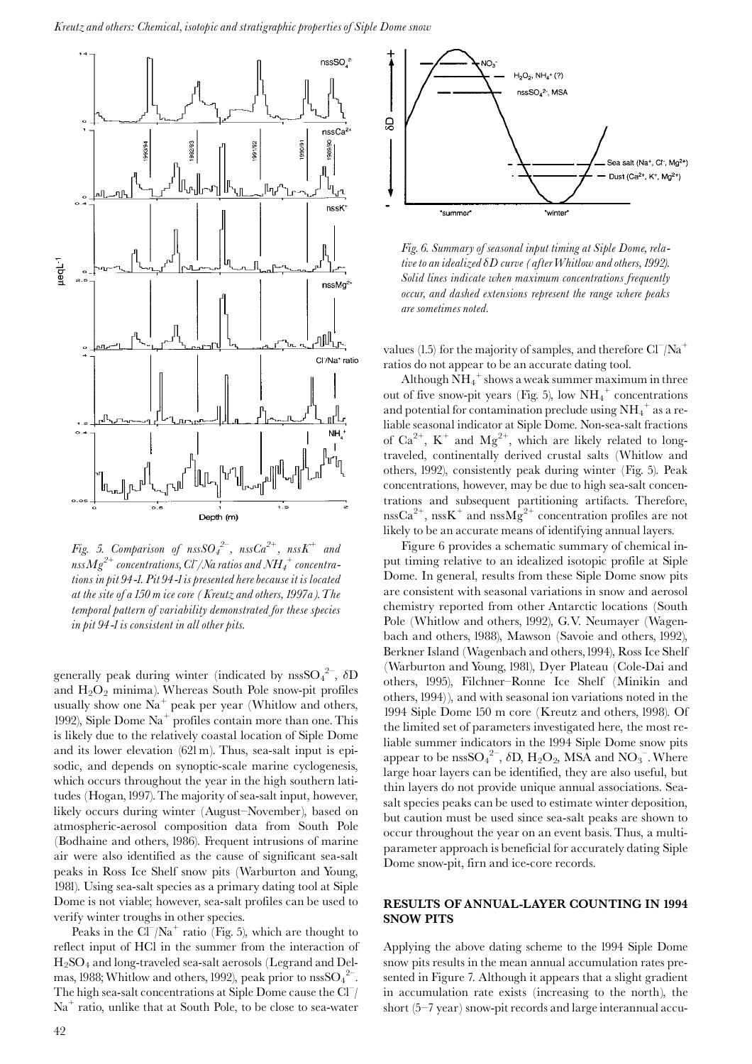*Fig. 5. Comparison of $nssSO_4^{2-}$, $nssCa^{2+}$, $nssK^+$ and $nssMg^{2+}$ concentrations, $Cl^-/Na$ ratios and $NH_4^+$ concentrations in pit 94-1. Pit 94-1 is presented here because it is located at the site of a 150 m ice core (Kreutz and others, 1997a). The temporal pattern of variability demonstrated for these species in pit 94-1 is consistent in all other pits.*

generally peak during winter (indicated by $nssSO_4^{2-}$, δD and $H_2O_2$ minima). Whereas South Pole snow-pit profiles usually show one $Na^+$ peak per year (Whitlow and others, 1992), Siple Dome $Na^+$ profiles contain more than one. This is likely due to the relatively coastal location of Siple Dome and its lower elevation (621 m). Thus, sea-salt input is episodic, and depends on synoptic-scale marine cyclogenesis, which occurs throughout the year in the high southern latitudes (Hogan, 1997). The majority of sea-salt input, however, likely occurs during winter (August–November), based on atmospheric-aerosol composition data from South Pole (Bodhaine and others, 1986). Frequent intrusions of marine air were also identified as the cause of significant sea-salt peaks in Ross Ice Shelf snow pits (Warburton and Young, 1981). Using sea-salt species as a primary dating tool at Siple Dome is not viable; however, sea-salt profiles can be used to verify winter troughs in other species.

Peaks in the $Cl^-/Na^+$ ratio (Fig. 5), which are thought to reflect input of HCl in the summer from the interaction of $H_2SO_4$ and long-traveled sea-salt aerosols (Legrand and Delmas, 1988; Whitlow and others, 1992), peak prior to $nssSO_4^{2-}$. The high sea-salt concentrations at Siple Dome cause the $Cl^-/Na^+$ ratio, unlike that at South Pole, to be close to sea-water values (1.5) for the majority of samples, and therefore $Cl^-/Na^+$ ratios do not appear to be an accurate dating tool.

*Fig. 6. Summary of seasonal input timing at Siple Dome, relative to an idealized δD curve (after Whitlow and others, 1992). Solid lines indicate when maximum concentrations frequently occur, and dashed extensions represent the range where peaks are sometimes noted.*

Although $NH_4^+$ shows a weak summer maximum in three out of five snow-pit years (Fig. 5), low $NH_4^+$ concentrations and potential for contamination preclude using $NH_4^+$ as a reliable seasonal indicator at Siple Dome. Non-sea-salt fractions of $Ca^{2+}$, $K^+$ and $Mg^{2+}$, which are likely related to long-traveled, continentally derived crustal salts (Whitlow and others, 1992), consistently peak during winter (Fig. 5). Peak concentrations, however, may be due to high sea-salt concentrations and subsequent partitioning artifacts. Therefore, $nssCa^{2+}$, $nssK^+$ and $nssMg^{2+}$ concentration profiles are not likely to be an accurate means of identifying annual layers.

Figure 6 provides a schematic summary of chemical input timing relative to an idealized isotopic profile at Siple Dome. In general, results from these Siple Dome snow pits are consistent with seasonal variations in snow and aerosol chemistry reported from other Antarctic locations (South Pole (Whitlow and others, 1992), G.V. Neumayer (Wagenbach and others, 1988), Mawson (Savoie and others, 1992), Berkner Island (Wagenbach and others, 1994), Ross Ice Shelf (Warburton and Young, 1981), Dyer Plateau (Cole-Dai and others, 1995), Filchner–Ronne Ice Shelf (Minikin and others, 1994)), and with seasonal ion variations noted in the 1994 Siple Dome 150 m core (Kreutz and others, 1998). Of the limited set of parameters investigated here, the most reliable summer indicators in the 1994 Siple Dome snow pits appear to be $nssSO_4^{2-}$, δD, $H_2O_2$, MSA and $NO_3^-$. Where large hoar layers can be identified, they are also useful, but thin layers do not provide unique annual associations. Sea-salt species peaks can be used to estimate winter deposition, but caution must be used since sea-salt peaks are shown to occur throughout the year on an event basis. Thus, a multi-parameter approach is beneficial for accurately dating Siple Dome snow-pit, firn and ice-core records.

## RESULTS OF ANNUAL-LAYER COUNTING IN 1994 SNOW PITS

Applying the above dating scheme to the 1994 Siple Dome snow pits results in the mean annual accumulation rates presented in Figure 7. Although it appears that a slight gradient in accumulation rate exists (increasing to the north), the short (5–7 year) snow-pit records and large interannual accu-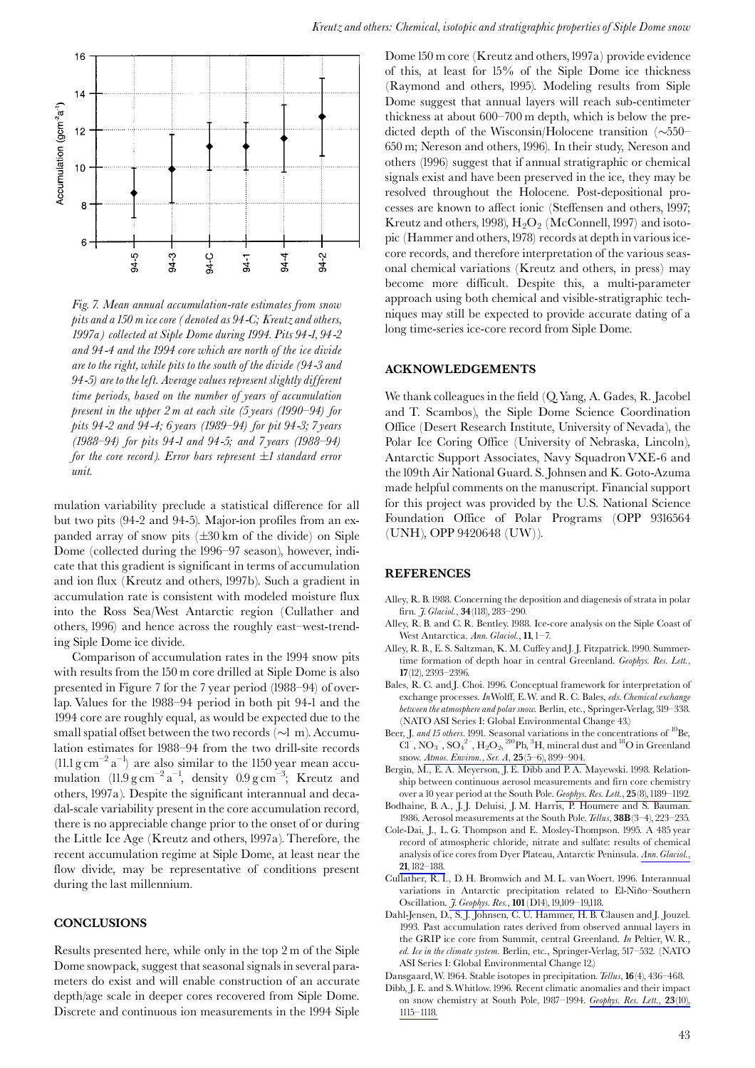Fig. 7. *Mean annual accumulation-rate estimates from snow pits and a 150 m ice core (denoted as 94-C; Kreutz and others, 1997a) collected at Siple Dome during 1994. Pits 94-1, 94-2 and 94-4 and the 1994 core which are north of the ice divide are to the right, while pits to the south of the divide (94-3 and 94-5) are to the left. Average values represent slightly different time periods, based on the number of years of accumulation present in the upper 2 m at each site (5 years (1990–94) for pits 94-2 and 94-4; 6 years (1989–94) for pit 94-3; 7 years (1988–94) for pits 94-1 and 94-5; and 7 years (1988–94) for the core record). Error bars represent ±1 standard error unit.*

mulation variability preclude a statistical difference for all but two pits (94-2 and 94-5). Major-ion profiles from an expanded array of snow pits (±30 km of the divide) on Siple Dome (collected during the 1996–97 season), however, indicate that this gradient is significant in terms of accumulation and ion flux (Kreutz and others, 1997b). Such a gradient in accumulation rate is consistent with modeled moisture flux into the Ross Sea/West Antarctic region (Cullather and others, 1996) and hence across the roughly east–west-trending Siple Dome ice divide.

Comparison of accumulation rates in the 1994 snow pits with results from the 150 m core drilled at Siple Dome is also presented in Figure 7 for the 7 year period (1988–94) of overlap. Values for the 1988–94 period in both pit 94-1 and the 1994 core are roughly equal, as would be expected due to the small spatial offset between the two records (~1 m). Accumulation estimates for 1988–94 from the two drill-site records ($11.1\,g\,cm^{-2}\,a^{-1}$) are also similar to the 1150 year mean accumulation ($11.9\,g\,cm^{-2}\,a^{-1}$, density $0.9\,g\,cm^{-3}$; Kreutz and others, 1997a). Despite the significant interannual and decadal-scale variability present in the core accumulation record, there is no appreciable change prior to the onset of or during the Little Ice Age (Kreutz and others, 1997a). Therefore, the recent accumulation regime at Siple Dome, at least near the flow divide, may be representative of conditions present during the last millennium.

## CONCLUSIONS

Results presented here, while only in the top 2 m of the Siple Dome snowpack, suggest that seasonal signals in several parameters do exist and will enable construction of an accurate depth/age scale in deeper cores recovered from Siple Dome. Discrete and continuous ion measurements in the 1994 Siple Dome 150 m core (Kreutz and others, 1997a) provide evidence of this, at least for 15% of the Siple Dome ice thickness (Raymond and others, 1995). Modeling results from Siple Dome suggest that annual layers will reach sub-centimeter thickness at about 600–700 m depth, which is below the predicted depth of the Wisconsin/Holocene transition (~550–650 m; Nereson and others, 1996). In their study, Nereson and others (1996) suggest that if annual stratigraphic or chemical signals exist and have been preserved in the ice, they may be resolved throughout the Holocene. Post-depositional processes are known to affect ionic (Steffensen and others, 1997; Kreutz and others, 1998), $H_2O_2$ (McConnell, 1997) and isotopic (Hammer and others, 1978) records at depth in various ice-core records, and therefore interpretation of the various seasonal chemical variations (Kreutz and others, in press) may become more difficult. Despite this, a multi-parameter approach using both chemical and visible-stratigraphic techniques may still be expected to provide accurate dating of a long time-series ice-core record from Siple Dome.

## ACKNOWLEDGEMENTS

We thank colleagues in the field (Q. Yang, A. Gades, R. Jacobel and T. Scambos), the Siple Dome Science Coordination Office (Desert Research Institute, University of Nevada), the Polar Ice Coring Office (University of Nebraska, Lincoln), Antarctic Support Associates, Navy Squadron VXE-6 and the 109th Air National Guard. S. Johnsen and K. Goto-Azuma made helpful comments on the manuscript. Financial support for this project was provided by the U.S. National Science Foundation Office of Polar Programs (OPP 9316564 (UNH), OPP 9420648 (UW)).

## REFERENCES

Alley, R. B. 1988. Concerning the deposition and diagenesis of strata in polar firn. *J. Glaciol.*, **34**(118), 283–290.

Alley, R. B. and C. R. Bentley. 1988. Ice-core analysis on the Siple Coast of West Antarctica. *Ann. Glaciol.*, **11**, 1–7.

Alley, R. B., E. S. Saltzman, K. M. Cuffey and J. J. Fitzpatrick. 1990. Summertime formation of depth hoar in central Greenland. *Geophys. Res. Lett.*, **17**(12), 2393–2396.

Bales, R. C. and J. Choi. 1996. Conceptual framework for interpretation of exchange processes. *In* Wolff, E. W. and R. C. Bales, *eds. Chemical exchange between the atmosphere and polar snow.* Berlin, etc., Springer-Verlag, 319–338. (NATO ASI Series I: Global Environmental Change 43.)

Beer, J. *and 15 others.* 1991. Seasonal variations in the concentrations of $^{10}Be$, $Cl^-$, $NO_3^-$, $SO_4^{2-}$, $H_2O_2$, $^{210}Pb$, $^3H$, mineral dust and $^{18}O$ in Greenland snow. *Atmos. Environ., Ser. A*, **25**(5–6), 899–904.

Bergin, M., E. A. Meyerson, J. E. Dibb and P. A. Mayewski. 1998. Relationship between continuous aerosol measurements and firn core chemistry over a 10 year period at the South Pole. *Geophys. Res. Lett.*, **25**(8), 1189–1192.

Bodhaine, B. A., J. J. Deluisi, J. M. Harris, P. Houmere and S. Bauman. 1986. Aerosol measurements at the South Pole. *Tellus*, **38B**(3–4), 223–235.

Cole-Dai, J., L. G. Thompson and E. Mosley-Thompson. 1995. A 485 year record of atmospheric chloride, nitrate and sulfate: results of chemical analysis of ice cores from Dyer Plateau, Antarctic Peninsula. *Ann. Glaciol.*, **21**, 182–188.

Cullather, R. I., D. H. Bromwich and M. L. van Woert. 1996. Interannual variations in Antarctic precipitation related to El-Niño–Southern Oscillation. *J. Geophys. Res.*, **101**(D14), 19,109–19,118.

Dahl-Jensen, D., S. J. Johnsen, C. U. Hammer, H. B. Clausen and J. Jouzel. 1993. Past accumulation rates derived from observed annual layers in the GRIP ice core from Summit, central Greenland. *In* Peltier, W. R., *ed. Ice in the climate system.* Berlin, etc., Springer-Verlag, 517–532. (NATO ASI Series I: Global Environmental Change 12.)

Dansgaard, W. 1964. Stable isotopes in precipitation. *Tellus*, **16**(4), 436–468.

Dibb, J. E. and S. Whitlow. 1996. Recent climatic anomalies and their impact on snow chemistry at South Pole, 1987–1994. *Geophys. Res. Lett.*, **23**(10), 1115–1118.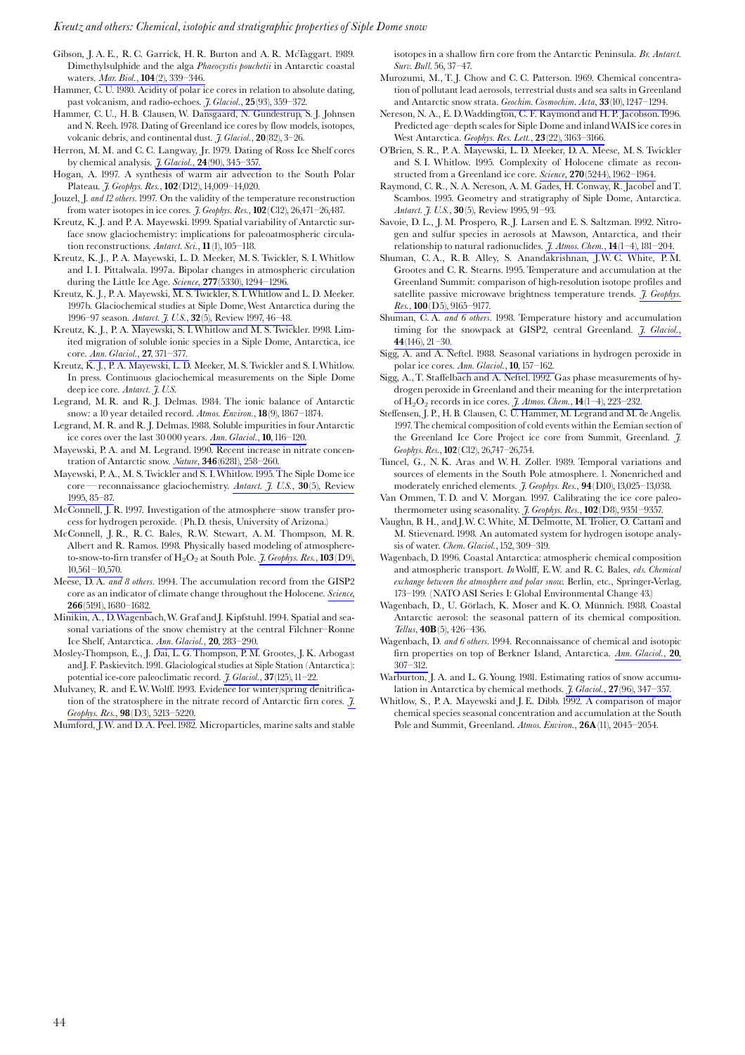Gibson, J. A. E., R. C. Garrick, H. R. Burton and A. R. McTaggart. 1989. Dimethylsulphide and the alga *Phaeocystis pouchetii* in Antarctic coastal waters. *Mar. Biol.*, **104**(2), 339–346.

Hammer, C. U. 1980. Acidity of polar ice cores in relation to absolute dating, past volcanism, and radio-echoes. *J. Glaciol.*, **25**(93), 359–372.

Hammer, C. U., H. B. Clausen, W. Dansgaard, N. Gundestrup, S. J. Johnsen and N. Reeh. 1978. Dating of Greenland ice cores by flow models, isotopes, volcanic debris, and continental dust. *J. Glaciol.*, **20**(82), 3–26.

Herron, M. M. and C. C. Langway, Jr. 1979. Dating of Ross Ice Shelf cores by chemical analysis. *J. Glaciol.*, **24**(90), 345–357.

Hogan, A. 1997. A synthesis of warm air advection to the South Polar Plateau. *J. Geophys. Res.*, **102**(D12), 14,009–14,020.

Jouzel, J. *and 12 others*. 1997. On the validity of the temperature reconstruction from water isotopes in ice cores. *J. Geophys. Res.*, **102**(C12), 26,471–26,487.

Kreutz, K. J. and P. A. Mayewski. 1999. Spatial variability of Antarctic surface snow glaciochemistry: implications for paleoatmospheric circulation reconstructions. *Antarct. Sci.*, **11**(1), 105–118.

Kreutz, K. J., P. A. Mayewski, L. D. Meeker, M. S. Twickler, S. I. Whitlow and I. I. Pittalwala. 1997a. Bipolar changes in atmospheric circulation during the Little Ice Age. *Science*, **277**(5330), 1294–1296.

Kreutz, K. J., P. A. Mayewski, M. S. Twickler, S. I. Whitlow and L. D. Meeker. 1997b. Glaciochemical studies at Siple Dome, West Antarctica during the 1996–97 season. *Antarct. J. U.S.*, **32**(5), Review 1997, 46–48.

Kreutz, K. J., P. A. Mayewski, S. I. Whitlow and M. S. Twickler. 1998. Limited migration of soluble ionic species in a Siple Dome, Antarctica, ice core. *Ann. Glaciol.*, **27**, 371–377.

Kreutz, K. J., P. A. Mayewski, L. D. Meeker, M. S. Twickler and S. I. Whitlow. In press. Continuous glaciochemical measurements on the Siple Dome deep ice core. *Antarct. J. U.S.*

Legrand, M. R. and R. J. Delmas. 1984. The ionic balance of Antarctic snow: a 10 year detailed record. *Atmos. Environ.*, **18**(9), 1867–1874.

Legrand, M. R. and R. J. Delmas. 1988. Soluble impurities in four Antarctic ice cores over the last 30 000 years. *Ann. Glaciol.*, **10**, 116–120.

Mayewski, P. A. and M. Legrand. 1990. Recent increase in nitrate concentration of Antarctic snow. *Nature*, **346**(6281), 258–260.

Mayewski, P. A., M. S. Twickler and S. I. Whitlow. 1995. The Siple Dome ice core — reconnaissance glaciochemistry. *Antarct. J. U.S.*, **30**(5), Review 1995, 85–87.

McConnell, J. R. 1997. Investigation of the atmosphere–snow transfer process for hydrogen peroxide. (Ph.D. thesis, University of Arizona.)

McConnell, J. R., R. C. Bales, R. W. Stewart, A. M. Thompson, M. R. Albert and R. Ramos. 1998. Physically based modeling of atmosphere-to-snow-to-firn transfer of $H_2O_2$ at South Pole. *J. Geophys. Res.*, **103**(D9), 10,561–10,570.

Meese, D. A. *and 8 others*. 1994. The accumulation record from the GISP2 core as an indicator of climate change throughout the Holocene. *Science*, **266**(5191), 1680–1682.

Minikin, A., D. Wagenbach, W. Graf and J. Kipfstuhl. 1994. Spatial and seasonal variations of the snow chemistry at the central Filchner–Ronne Ice Shelf, Antarctica. *Ann. Glaciol.*, **20**, 283–290.

Mosley-Thompson, E., J. Dai, L. G. Thompson, P. M. Grootes, J. K. Arbogast and J. F. Paskievitch. 1991. Glaciological studies at Siple Station (Antarctica): potential ice-core paleoclimatic record. *J. Glaciol.*, **37**(125), 11–22.

Mulvaney, R. and E. W. Wolff. 1993. Evidence for winter/spring denitrification of the stratosphere in the nitrate record of Antarctic firn cores. *J. Geophys. Res.*, **98**(D3), 5213–5220.

Mumford, J. W. and D. A. Peel. 1982. Microparticles, marine salts and stable isotopes in a shallow firn core from the Antarctic Peninsula. *Br. Antarct. Surv. Bull.* 56, 37–47.

Murozumi, M., T. J. Chow and C. C. Patterson. 1969. Chemical concentration of pollutant lead aerosols, terrestrial dusts and sea salts in Greenland and Antarctic snow strata. *Geochim. Cosmochim. Acta*, **33**(10), 1247–1294.

Nereson, N. A., E. D. Waddington, C. F. Raymond and H. P. Jacobson. 1996. Predicted age–depth scales for Siple Dome and inland WAIS ice cores in West Antarctica. *Geophys. Res. Lett.*, **23**(22), 3163–3166.

O'Brien, S. R., P. A. Mayewski, L. D. Meeker, D. A. Meese, M. S. Twickler and S. I. Whitlow. 1995. Complexity of Holocene climate as reconstructed from a Greenland ice core. *Science*, **270**(5244), 1962–1964.

Raymond, C. R., N. A. Nereson, A. M. Gades, H. Conway, R. Jacobel and T. Scambos. 1995. Geometry and stratigraphy of Siple Dome, Antarctica. *Antarct. J. U.S.*, **30**(5), Review 1995, 91–93.

Savoie, D. L., J. M. Prospero, R. J. Larsen and E. S. Saltzman. 1992. Nitrogen and sulfur species in aerosols at Mawson, Antarctica, and their relationship to natural radionuclides. *J. Atmos. Chem.*, **14**(1–4), 181–204.

Shuman, C. A., R. B. Alley, S. Anandakrishnan, J. W. C. White, P. M. Grootes and C. R. Stearns. 1995. Temperature and accumulation at the Greenland Summit: comparison of high-resolution isotope profiles and satellite passive microwave brightness temperature trends. *J. Geophys. Res.*, **100**(D5), 9165–9177.

Shuman, C. A. *and 6 others*. 1998. Temperature history and accumulation timing for the snowpack at GISP2, central Greenland. *J. Glaciol.*, **44**(146), 21–30.

Sigg, A. and A. Neftel. 1988. Seasonal variations in hydrogen peroxide in polar ice cores. *Ann. Glaciol.*, **10**, 157–162.

Sigg, A., T. Staffelbach and A. Neftel. 1992. Gas phase measurements of hydrogen peroxide in Greenland and their meaning for the interpretation of $H_2O_2$ records in ice cores. *J. Atmos. Chem.*, **14**(1–4), 223–232.

Steffensen, J. P., H. B. Clausen, C. U. Hammer, M. Legrand and M. de Angelis. 1997. The chemical composition of cold events within the Eemian section of the Greenland Ice Core Project ice core from Summit, Greenland. *J. Geophys. Res.*, **102**(C12), 26,747–26,754.

Tuncel, G., N. K. Aras and W. H. Zoller. 1989. Temporal variations and sources of elements in the South Pole atmosphere. 1. Nonenriched and moderately enriched elements. *J. Geophys. Res.*, **94**(D10), 13,025–13,038.

Van Ommen, T. D. and V. Morgan. 1997. Calibrating the ice core paleothermometer using seasonality. *J. Geophys. Res.*, **102**(D8), 9351–9357.

Vaughn, B. H., and J. W. C. White, M. Delmotte, M. Trolier, O. Cattani and M. Stievenard. 1998. An automated system for hydrogen isotope analysis of water. *Chem. Glaciol.*, 152, 309–319.

Wagenbach, D. 1996. Coastal Antarctica: atmospheric chemical composition and atmospheric transport. *In* Wolff, E. W. and R. C. Bales, *eds. Chemical exchange between the atmosphere and polar snow.* Berlin, etc., Springer-Verlag, 173–199. (NATO ASI Series I: Global Environmental Change 43.)

Wagenbach, D., U. Görlach, K. Moser and K. O. Münnich. 1988. Coastal Antarctic aerosol: the seasonal pattern of its chemical composition. *Tellus*, **40B**(5), 426–436.

Wagenbach, D. *and 6 others*. 1994. Reconnaissance of chemical and isotopic firn properties on top of Berkner Island, Antarctica. *Ann. Glaciol.*, **20**, 307–312.

Warburton, J. A. and L. G. Young. 1981. Estimating ratios of snow accumulation in Antarctica by chemical methods. *J. Glaciol.*, **27**(96), 347–357.

Whitlow, S., P. A. Mayewski and J. E. Dibb. 1992. A comparison of major chemical species seasonal concentration and accumulation at the South Pole and Summit, Greenland. *Atmos. Environ.*, **26A**(11), 2045–2054.